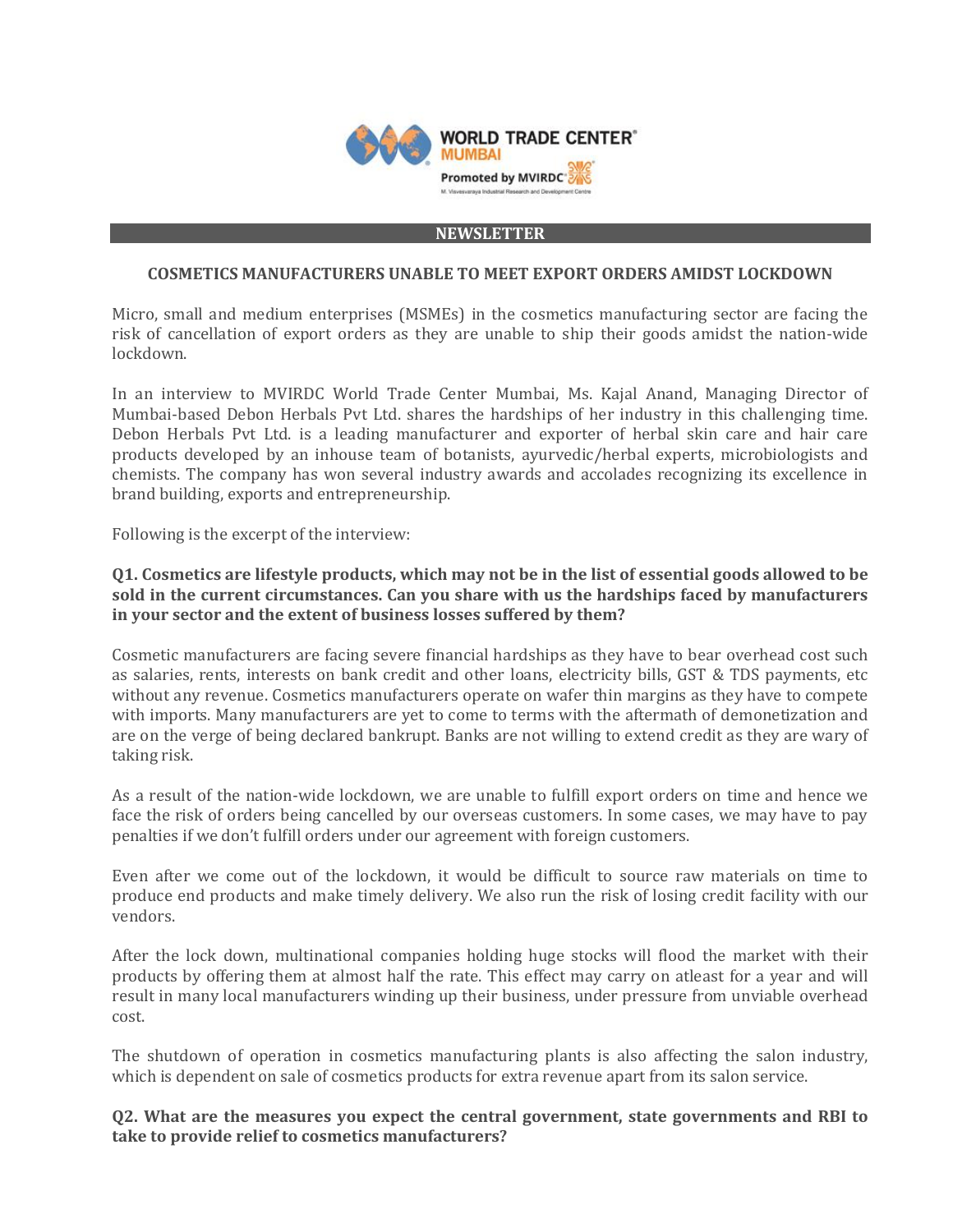WORLD TRADE CENTER® MUMBAI

Promoted by MVIRDC®

M. Visvesvaraya Industrial Research and Development Centre

## NEWSLETTER

### COSMETICS MANUFACTURERS UNABLE TO MEET EXPORT ORDERS AMIDST LOCKDOWN

Micro, small and medium enterprises (MSMEs) in the cosmetics manufacturing sector are facing the risk of cancellation of export orders as they are unable to ship their goods amidst the nation-wide lockdown.

In an interview to MVIRDC World Trade Center Mumbai, Ms. Kajal Anand, Managing Director of Mumbai-based Debon Herbals Pvt Ltd. shares the hardships of her industry in this challenging time. Debon Herbals Pvt Ltd. is a leading manufacturer and exporter of herbal skin care and hair care products developed by an inhouse team of botanists, ayurvedic/herbal experts, microbiologists and chemists. The company has won several industry awards and accolades recognizing its excellence in brand building, exports and entrepreneurship.

Following is the excerpt of the interview:

**Q1. Cosmetics are lifestyle products, which may not be in the list of essential goods allowed to be sold in the current circumstances. Can you share with us the hardships faced by manufacturers in your sector and the extent of business losses suffered by them?**

Cosmetic manufacturers are facing severe financial hardships as they have to bear overhead cost such as salaries, rents, interests on bank credit and other loans, electricity bills, GST & TDS payments, etc without any revenue. Cosmetics manufacturers operate on wafer thin margins as they have to compete with imports. Many manufacturers are yet to come to terms with the aftermath of demonetization and are on the verge of being declared bankrupt. Banks are not willing to extend credit as they are wary of taking risk.

As a result of the nation-wide lockdown, we are unable to fulfill export orders on time and hence we face the risk of orders being cancelled by our overseas customers. In some cases, we may have to pay penalties if we don't fulfill orders under our agreement with foreign customers.

Even after we come out of the lockdown, it would be difficult to source raw materials on time to produce end products and make timely delivery. We also run the risk of losing credit facility with our vendors.

After the lock down, multinational companies holding huge stocks will flood the market with their products by offering them at almost half the rate. This effect may carry on atleast for a year and will result in many local manufacturers winding up their business, under pressure from unviable overhead cost.

The shutdown of operation in cosmetics manufacturing plants is also affecting the salon industry, which is dependent on sale of cosmetics products for extra revenue apart from its salon service.

**Q2. What are the measures you expect the central government, state governments and RBI to take to provide relief to cosmetics manufacturers?**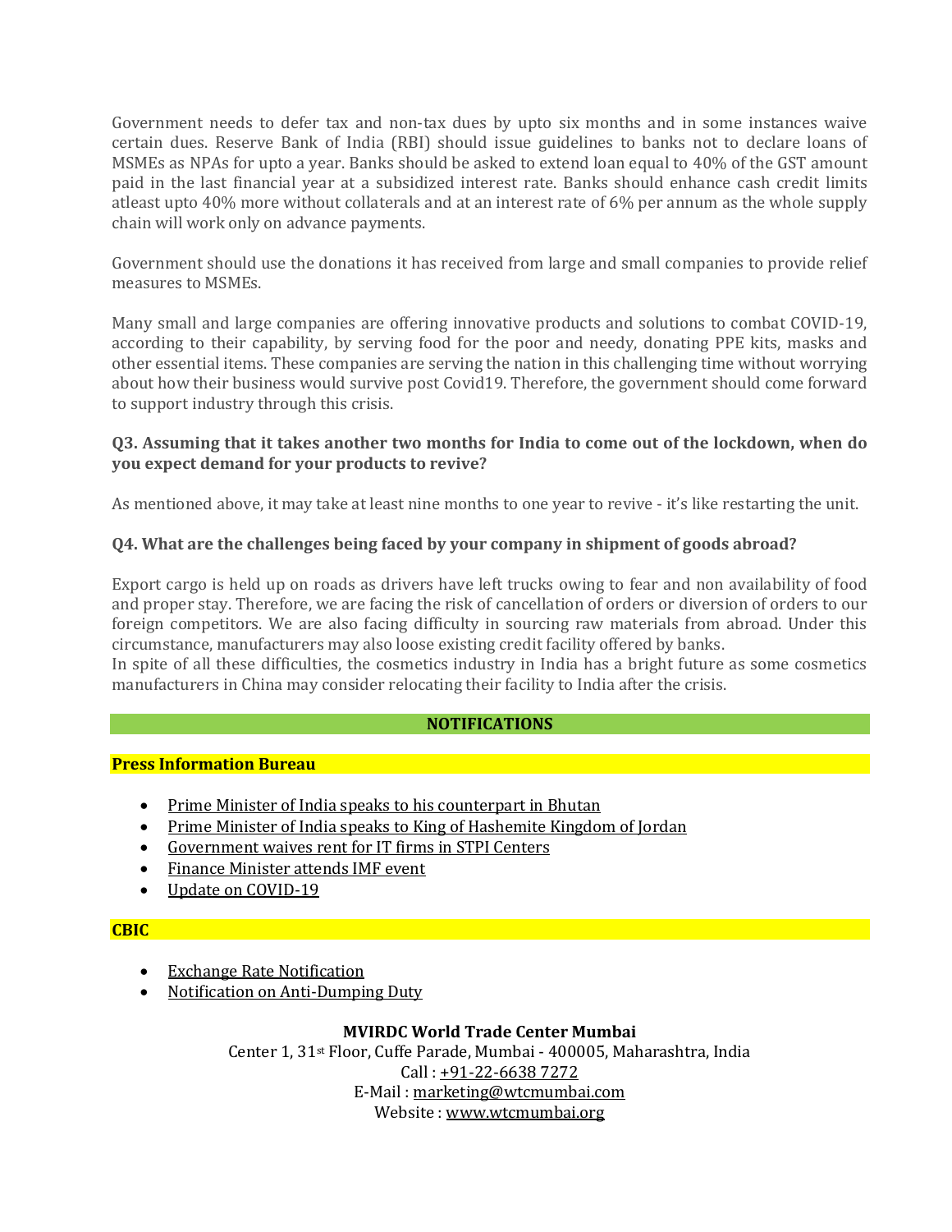Government needs to defer tax and non-tax dues by upto six months and in some instances waive certain dues. Reserve Bank of India (RBI) should issue guidelines to banks not to declare loans of MSMEs as NPAs for upto a year. Banks should be asked to extend loan equal to 40% of the GST amount paid in the last financial year at a subsidized interest rate. Banks should enhance cash credit limits atleast upto 40% more without collaterals and at an interest rate of 6% per annum as the whole supply chain will work only on advance payments.

Government should use the donations it has received from large and small companies to provide relief measures to MSMEs.

Many small and large companies are offering innovative products and solutions to combat COVID-19, according to their capability, by serving food for the poor and needy, donating PPE kits, masks and other essential items. These companies are serving the nation in this challenging time without worrying about how their business would survive post Covid19. Therefore, the government should come forward to support industry through this crisis.

**Q3. Assuming that it takes another two months for India to come out of the lockdown, when do you expect demand for your products to revive?**

As mentioned above, it may take at least nine months to one year to revive - it's like restarting the unit.

**Q4. What are the challenges being faced by your company in shipment of goods abroad?**

Export cargo is held up on roads as drivers have left trucks owing to fear and non availability of food and proper stay. Therefore, we are facing the risk of cancellation of orders or diversion of orders to our foreign competitors. We are also facing difficulty in sourcing raw materials from abroad. Under this circumstance, manufacturers may also loose existing credit facility offered by banks.
In spite of all these difficulties, the cosmetics industry in India has a bright future as some cosmetics manufacturers in China may consider relocating their facility to India after the crisis.

## NOTIFICATIONS

### Press Information Bureau

- Prime Minister of India speaks to his counterpart in Bhutan
- Prime Minister of India speaks to King of Hashemite Kingdom of Jordan
- Government waives rent for IT firms in STPI Centers
- Finance Minister attends IMF event
- Update on COVID-19

### CBIC

- Exchange Rate Notification
- Notification on Anti-Dumping Duty

**MVIRDC World Trade Center Mumbai**
Center 1, 31st Floor, Cuffe Parade, Mumbai - 400005, Maharashtra, India
Call : +91-22-6638 7272
E-Mail : marketing@wtcmumbai.com
Website : www.wtcmumbai.org